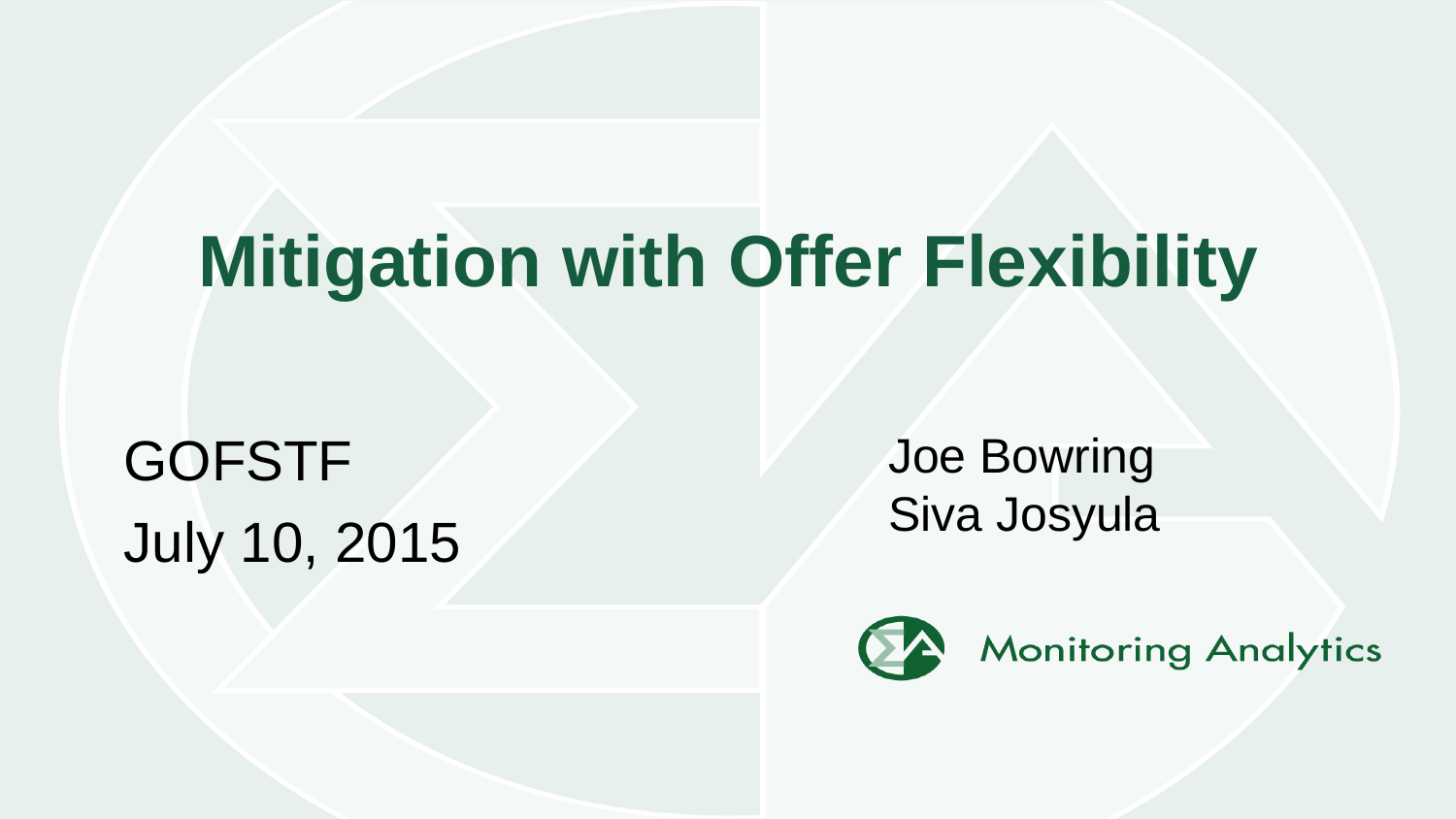# Mitigation with Offer Flexibility

GOFSTF

July 10, 2015

Joe Bowring

Siva Josyula

Monitoring Analytics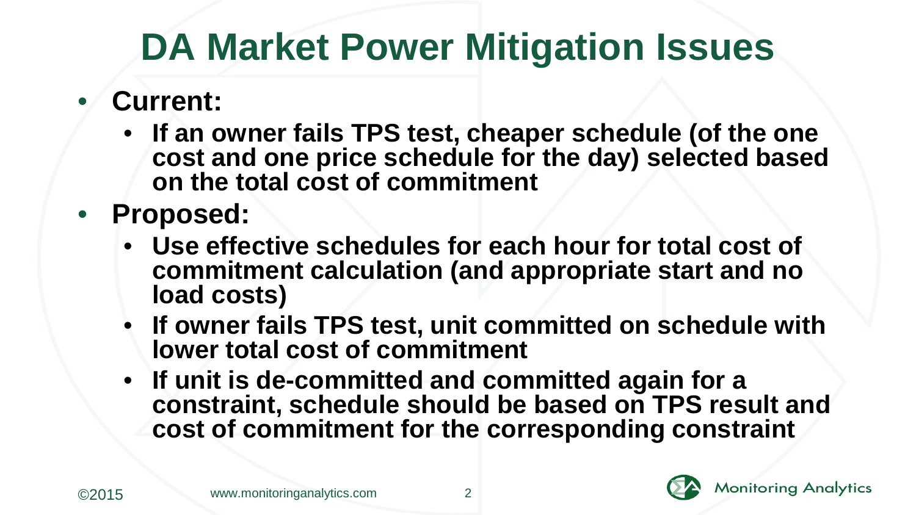# DA Market Power Mitigation Issues

- **Current:**
  - **If an owner fails TPS test, cheaper schedule (of the one cost and one price schedule for the day) selected based on the total cost of commitment**
- **Proposed:**
  - **Use effective schedules for each hour for total cost of commitment calculation (and appropriate start and no load costs)**
  - **If owner fails TPS test, unit committed on schedule with lower total cost of commitment**
  - **If unit is de-committed and committed again for a constraint, schedule should be based on TPS result and cost of commitment for the corresponding constraint**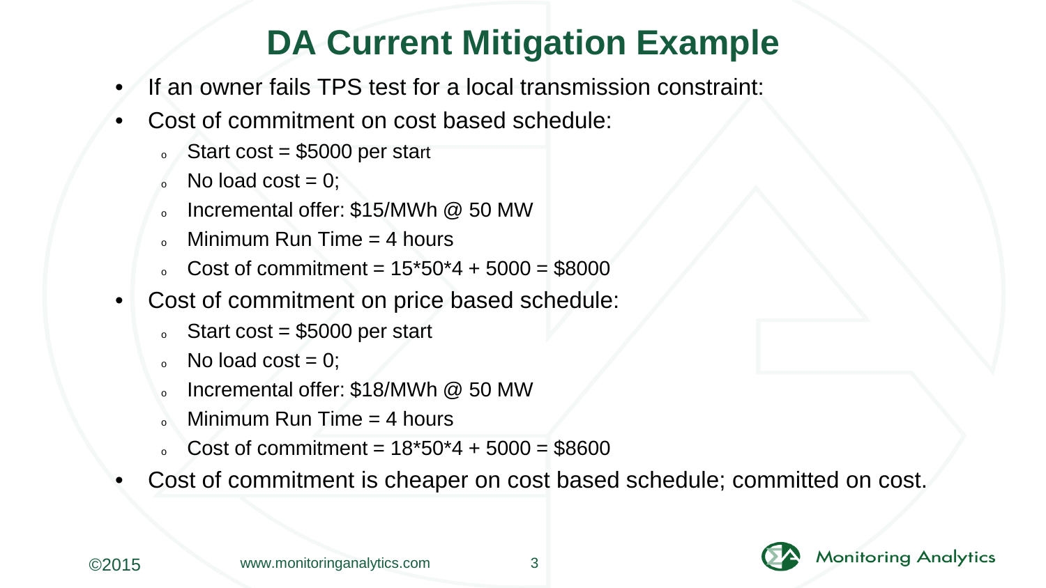# DA Current Mitigation Example

- If an owner fails TPS test for a local transmission constraint:
- Cost of commitment on cost based schedule:
  - Start cost = $5000 per start
  - No load cost = 0;
  - Incremental offer: $15/MWh @ 50 MW
  - Minimum Run Time = 4 hours
  - Cost of commitment = 15*50*4 + 5000 = $8000
- Cost of commitment on price based schedule:
  - Start cost = $5000 per start
  - No load cost = 0;
  - Incremental offer: $18/MWh @ 50 MW
  - Minimum Run Time = 4 hours
  - Cost of commitment = 18*50*4 + 5000 = $8600
- Cost of commitment is cheaper on cost based schedule; committed on cost.

©2015 www.monitoringanalytics.com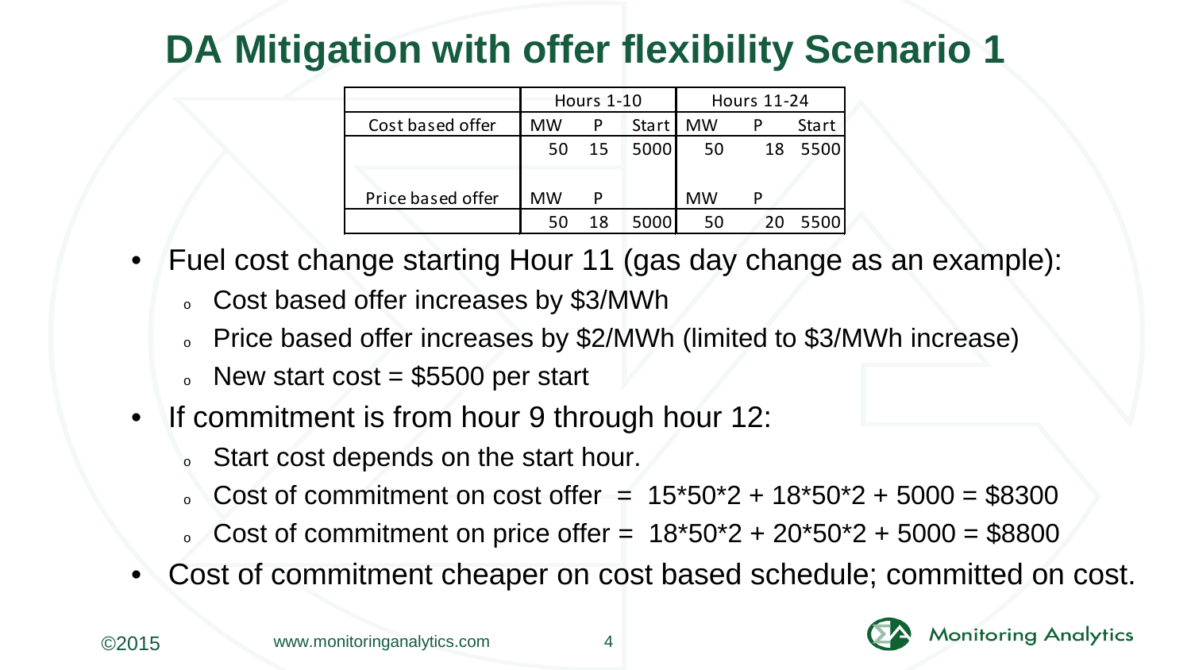# DA Mitigation with offer flexibility Scenario 1

| | Hours 1-10 | | | Hours 11-24 | | |
|---|---|---|---|---|---|---|
| Cost based offer | MW | P | Start | MW | P | Start |
| | 50 | 15 | 5000 | 50 | 18 | 5500 |
| Price based offer | MW | P | | MW | P | |
| | 50 | 18 | 5000 | 50 | 20 | 5500 |

- Fuel cost change starting Hour 11 (gas day change as an example):
  - Cost based offer increases by $3/MWh
  - Price based offer increases by $2/MWh (limited to $3/MWh increase)
  - New start cost = $5500 per start
- If commitment is from hour 9 through hour 12:
  - Start cost depends on the start hour.
  - Cost of commitment on cost offer = 15*50*2 + 18*50*2 + 5000 = $8300
  - Cost of commitment on price offer = 18*50*2 + 20*50*2 + 5000 = $8800
- Cost of commitment cheaper on cost based schedule; committed on cost.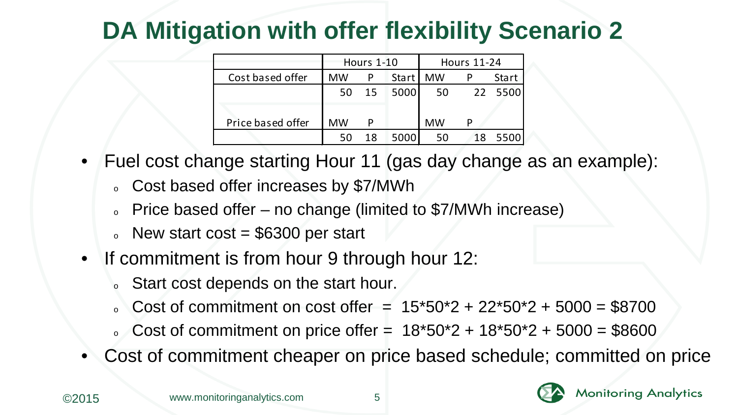# DA Mitigation with offer flexibility Scenario 2

| | Hours 1-10 | | | Hours 11-24 | | |
|---|---|---|---|---|---|---|
| Cost based offer | MW | P | Start | MW | P | Start |
| | 50 | 15 | 5000 | 50 | 22 | 5500 |
| Price based offer | MW | P | | MW | P | |
| | 50 | 18 | 5000 | 50 | 18 | 5500 |

- Fuel cost change starting Hour 11 (gas day change as an example):
  - Cost based offer increases by $7/MWh
  - Price based offer – no change (limited to $7/MWh increase)
  - New start cost = $6300 per start
- If commitment is from hour 9 through hour 12:
  - Start cost depends on the start hour.
  - Cost of commitment on cost offer = 15*50*2 + 22*50*2 + 5000 = $8700
  - Cost of commitment on price offer = 18*50*2 + 18*50*2 + 5000 = $8600
- Cost of commitment cheaper on price based schedule; committed on price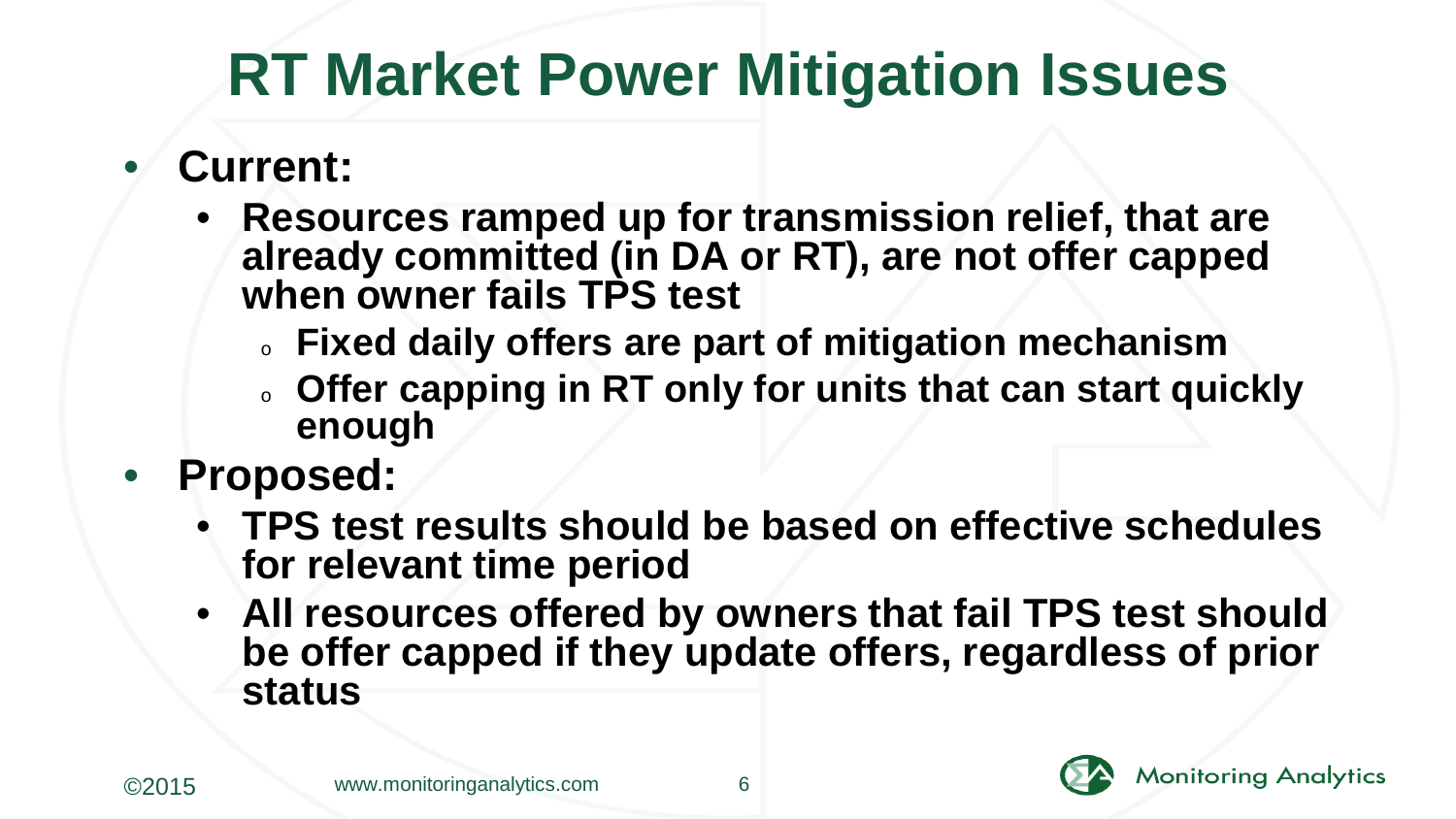# RT Market Power Mitigation Issues

- **Current:**
  - **Resources ramped up for transmission relief, that are already committed (in DA or RT), are not offer capped when owner fails TPS test**
    - **Fixed daily offers are part of mitigation mechanism**
    - **Offer capping in RT only for units that can start quickly enough**
- **Proposed:**
  - **TPS test results should be based on effective schedules for relevant time period**
  - **All resources offered by owners that fail TPS test should be offer capped if they update offers, regardless of prior status**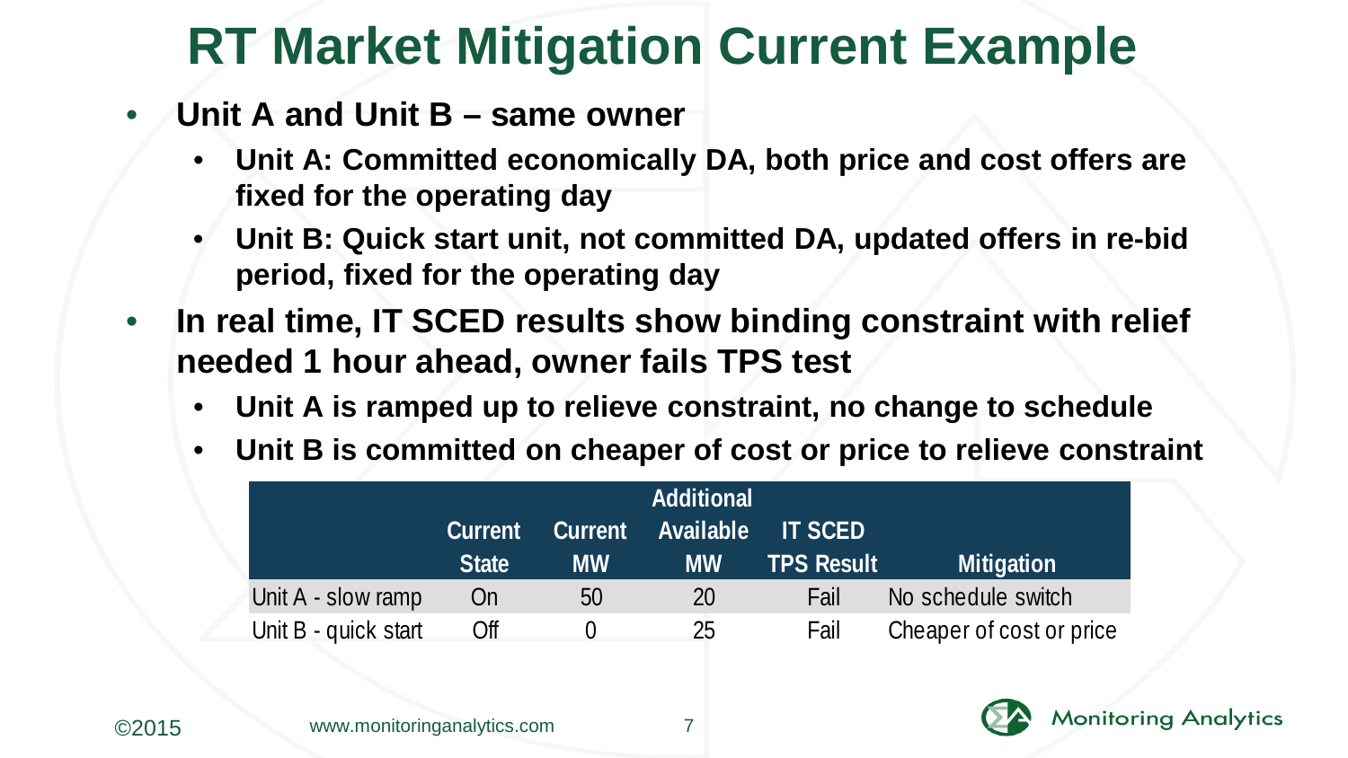# RT Market Mitigation Current Example

- **Unit A and Unit B – same owner**
  - **Unit A: Committed economically DA, both price and cost offers are fixed for the operating day**
  - **Unit B: Quick start unit, not committed DA, updated offers in re-bid period, fixed for the operating day**
- **In real time, IT SCED results show binding constraint with relief needed 1 hour ahead, owner fails TPS test**
  - **Unit A is ramped up to relieve constraint, no change to schedule**
  - **Unit B is committed on cheaper of cost or price to relieve constraint**

| | Current State | Current MW | Additional Available MW | IT SCED TPS Result | Mitigation |
|---|---|---|---|---|---|
| Unit A - slow ramp | On | 50 | 20 | Fail | No schedule switch |
| Unit B - quick start | Off | 0 | 25 | Fail | Cheaper of cost or price |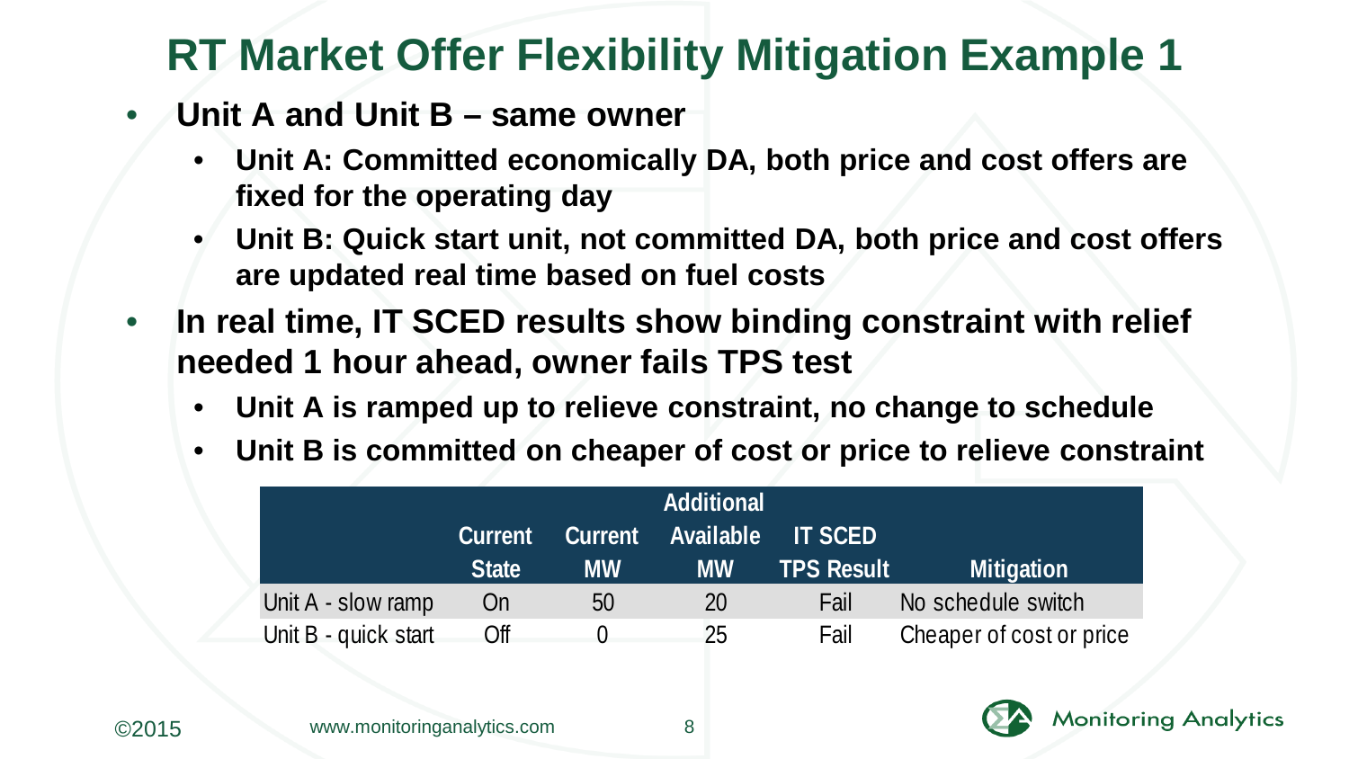# RT Market Offer Flexibility Mitigation Example 1

- **Unit A and Unit B – same owner**
  - **Unit A: Committed economically DA, both price and cost offers are fixed for the operating day**
  - **Unit B: Quick start unit, not committed DA, both price and cost offers are updated real time based on fuel costs**
- **In real time, IT SCED results show binding constraint with relief needed 1 hour ahead, owner fails TPS test**
  - **Unit A is ramped up to relieve constraint, no change to schedule**
  - **Unit B is committed on cheaper of cost or price to relieve constraint**

| | Current State | Current MW | Additional Available MW | IT SCED TPS Result | Mitigation |
|---|---|---|---|---|---|
| Unit A - slow ramp | On | 50 | 20 | Fail | No schedule switch |
| Unit B - quick start | Off | 0 | 25 | Fail | Cheaper of cost or price |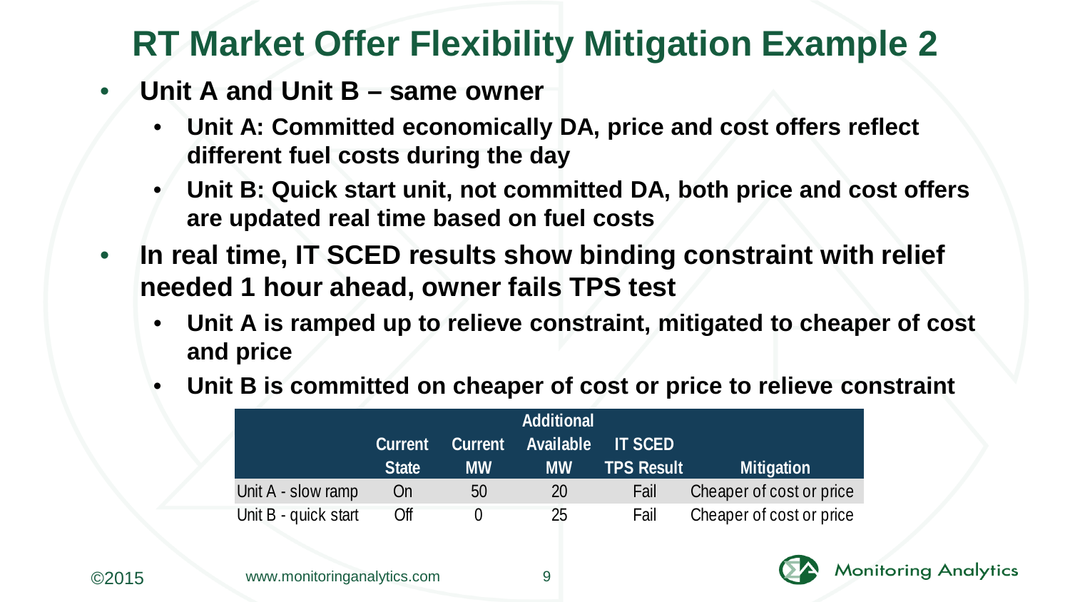# RT Market Offer Flexibility Mitigation Example 2

- **Unit A and Unit B – same owner**
  - **Unit A: Committed economically DA, price and cost offers reflect different fuel costs during the day**
  - **Unit B: Quick start unit, not committed DA, both price and cost offers are updated real time based on fuel costs**
- **In real time, IT SCED results show binding constraint with relief needed 1 hour ahead, owner fails TPS test**
  - **Unit A is ramped up to relieve constraint, mitigated to cheaper of cost and price**
  - **Unit B is committed on cheaper of cost or price to relieve constraint**

| | Current State | Current MW | Additional Available MW | IT SCED TPS Result | Mitigation |
|---|---|---|---|---|---|
| Unit A - slow ramp | On | 50 | 20 | Fail | Cheaper of cost or price |
| Unit B - quick start | Off | 0 | 25 | Fail | Cheaper of cost or price |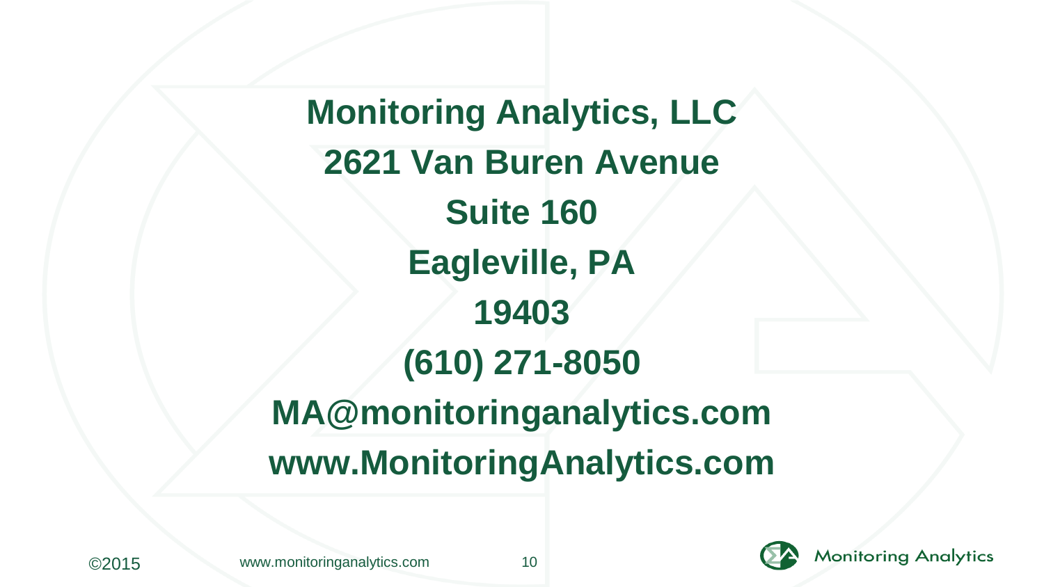**Monitoring Analytics, LLC**

**2621 Van Buren Avenue**

**Suite 160**

**Eagleville, PA**

**19403**

**(610) 271-8050**

**MA@monitoringanalytics.com**

**www.MonitoringAnalytics.com**